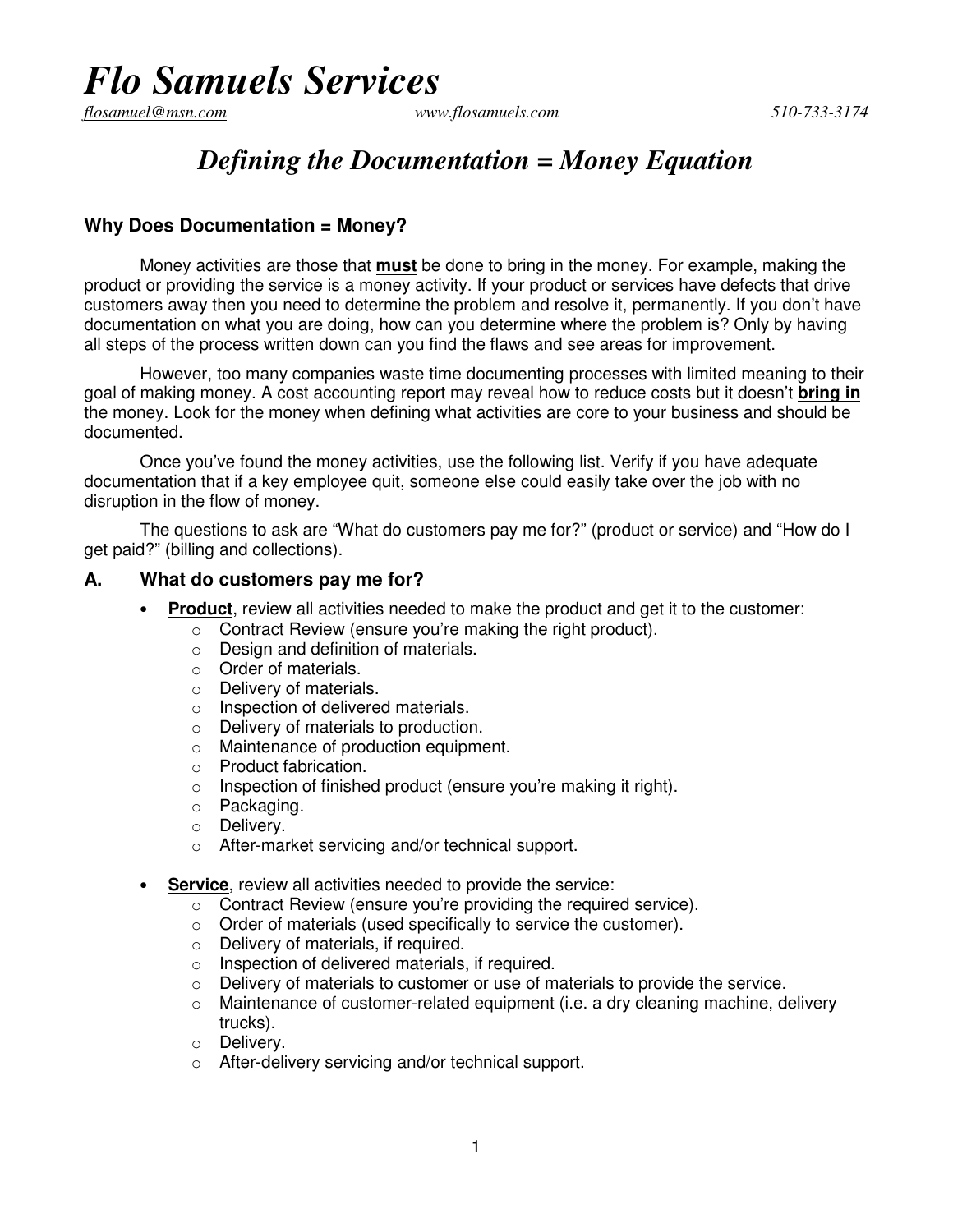# *Flo Samuels Services*

*flosamuel@msn.com* *www.flosamuels.com* *510-733-3174*

## *Defining the Documentation = Money Equation*

### Why Does Documentation = Money?

Money activities are those that **must** be done to bring in the money. For example, making the product or providing the service is a money activity. If your product or services have defects that drive customers away then you need to determine the problem and resolve it, permanently. If you don't have documentation on what you are doing, how can you determine where the problem is? Only by having all steps of the process written down can you find the flaws and see areas for improvement.

However, too many companies waste time documenting processes with limited meaning to their goal of making money. A cost accounting report may reveal how to reduce costs but it doesn't **bring in** the money. Look for the money when defining what activities are core to your business and should be documented.

Once you've found the money activities, use the following list. Verify if you have adequate documentation that if a key employee quit, someone else could easily take over the job with no disruption in the flow of money.

The questions to ask are "What do customers pay me for?" (product or service) and "How do I get paid?" (billing and collections).

### A. What do customers pay me for?

- **Product**, review all activities needed to make the product and get it to the customer:
  - Contract Review (ensure you're making the right product).
  - Design and definition of materials.
  - Order of materials.
  - Delivery of materials.
  - Inspection of delivered materials.
  - Delivery of materials to production.
  - Maintenance of production equipment.
  - Product fabrication.
  - Inspection of finished product (ensure you're making it right).
  - Packaging.
  - Delivery.
  - After-market servicing and/or technical support.

- **Service**, review all activities needed to provide the service:
  - Contract Review (ensure you're providing the required service).
  - Order of materials (used specifically to service the customer).
  - Delivery of materials, if required.
  - Inspection of delivered materials, if required.
  - Delivery of materials to customer or use of materials to provide the service.
  - Maintenance of customer-related equipment (i.e. a dry cleaning machine, delivery trucks).
  - Delivery.
  - After-delivery servicing and/or technical support.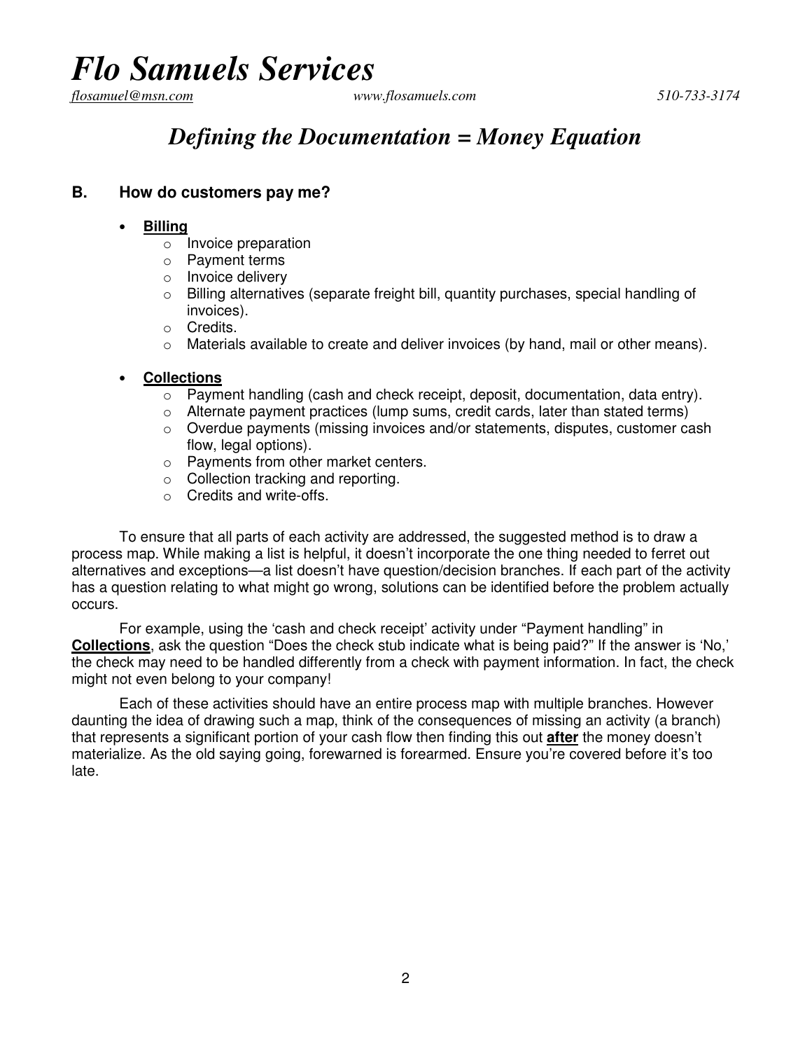# *Flo Samuels Services*

*flosamuel@msn.com* *www.flosamuels.com* *510-733-3174*

## *Defining the Documentation = Money Equation*

### B. How do customers pay me?

- **Billing**
  - Invoice preparation
  - Payment terms
  - Invoice delivery
  - Billing alternatives (separate freight bill, quantity purchases, special handling of invoices).
  - Credits.
  - Materials available to create and deliver invoices (by hand, mail or other means).

- **Collections**
  - Payment handling (cash and check receipt, deposit, documentation, data entry).
  - Alternate payment practices (lump sums, credit cards, later than stated terms)
  - Overdue payments (missing invoices and/or statements, disputes, customer cash flow, legal options).
  - Payments from other market centers.
  - Collection tracking and reporting.
  - Credits and write-offs.

To ensure that all parts of each activity are addressed, the suggested method is to draw a process map. While making a list is helpful, it doesn't incorporate the one thing needed to ferret out alternatives and exceptions—a list doesn't have question/decision branches. If each part of the activity has a question relating to what might go wrong, solutions can be identified before the problem actually occurs.

For example, using the 'cash and check receipt' activity under "Payment handling" in **Collections**, ask the question "Does the check stub indicate what is being paid?" If the answer is 'No,' the check may need to be handled differently from a check with payment information. In fact, the check might not even belong to your company!

Each of these activities should have an entire process map with multiple branches. However daunting the idea of drawing such a map, think of the consequences of missing an activity (a branch) that represents a significant portion of your cash flow then finding this out **after** the money doesn't materialize. As the old saying going, forewarned is forearmed. Ensure you're covered before it's too late.